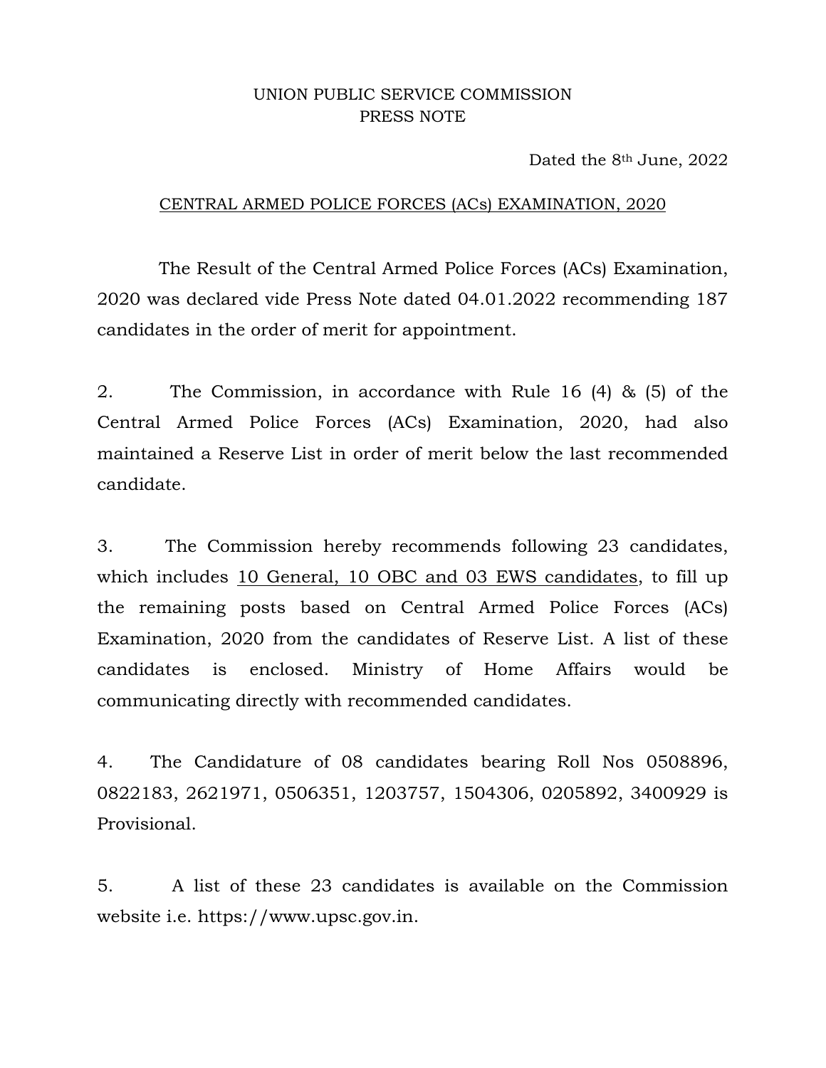UNION PUBLIC SERVICE COMMISSION
PRESS NOTE

Dated the 8th June, 2022

CENTRAL ARMED POLICE FORCES (ACs) EXAMINATION, 2020

The Result of the Central Armed Police Forces (ACs) Examination, 2020 was declared vide Press Note dated 04.01.2022 recommending 187 candidates in the order of merit for appointment.

2. The Commission, in accordance with Rule 16 (4) & (5) of the Central Armed Police Forces (ACs) Examination, 2020, had also maintained a Reserve List in order of merit below the last recommended candidate.

3. The Commission hereby recommends following 23 candidates, which includes 10 General, 10 OBC and 03 EWS candidates, to fill up the remaining posts based on Central Armed Police Forces (ACs) Examination, 2020 from the candidates of Reserve List. A list of these candidates is enclosed. Ministry of Home Affairs would be communicating directly with recommended candidates.

4. The Candidature of 08 candidates bearing Roll Nos 0508896, 0822183, 2621971, 0506351, 1203757, 1504306, 0205892, 3400929 is Provisional.

5. A list of these 23 candidates is available on the Commission website i.e. https://www.upsc.gov.in.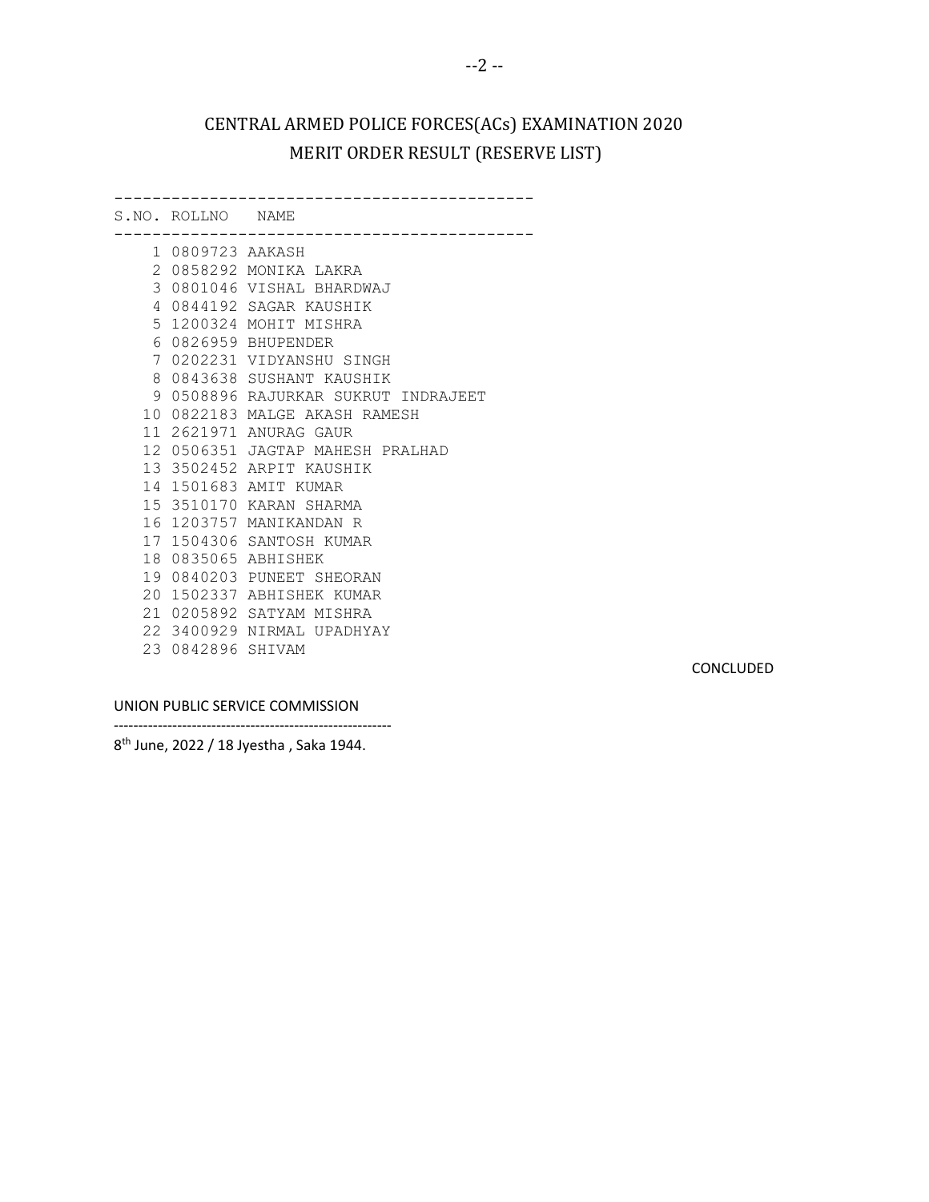# CENTRAL ARMED POLICE FORCES(ACs) EXAMINATION 2020

## MERIT ORDER RESULT (RESERVE LIST)

| S.NO. | ROLLNO | NAME |
|---|---|---|
| 1 | 0809723 | AAKASH |
| 2 | 0858292 | MONIKA LAKRA |
| 3 | 0801046 | VISHAL BHARDWAJ |
| 4 | 0844192 | SAGAR KAUSHIK |
| 5 | 1200324 | MOHIT MISHRA |
| 6 | 0826959 | BHUPENDER |
| 7 | 0202231 | VIDYANSHU SINGH |
| 8 | 0843638 | SUSHANT KAUSHIK |
| 9 | 0508896 | RAJURKAR SUKRUT INDRAJEET |
| 10 | 0822183 | MALGE AKASH RAMESH |
| 11 | 2621971 | ANURAG GAUR |
| 12 | 0506351 | JAGTAP MAHESH PRALHAD |
| 13 | 3502452 | ARPIT KAUSHIK |
| 14 | 1501683 | AMIT KUMAR |
| 15 | 3510170 | KARAN SHARMA |
| 16 | 1203757 | MANIKANDAN R |
| 17 | 1504306 | SANTOSH KUMAR |
| 18 | 0835065 | ABHISHEK |
| 19 | 0840203 | PUNEET SHEORAN |
| 20 | 1502337 | ABHISHEK KUMAR |
| 21 | 0205892 | SATYAM MISHRA |
| 22 | 3400929 | NIRMAL UPADHYAY |
| 23 | 0842896 | SHIVAM |

CONCLUDED

UNION PUBLIC SERVICE COMMISSION

8th June, 2022 / 18 Jyestha , Saka 1944.